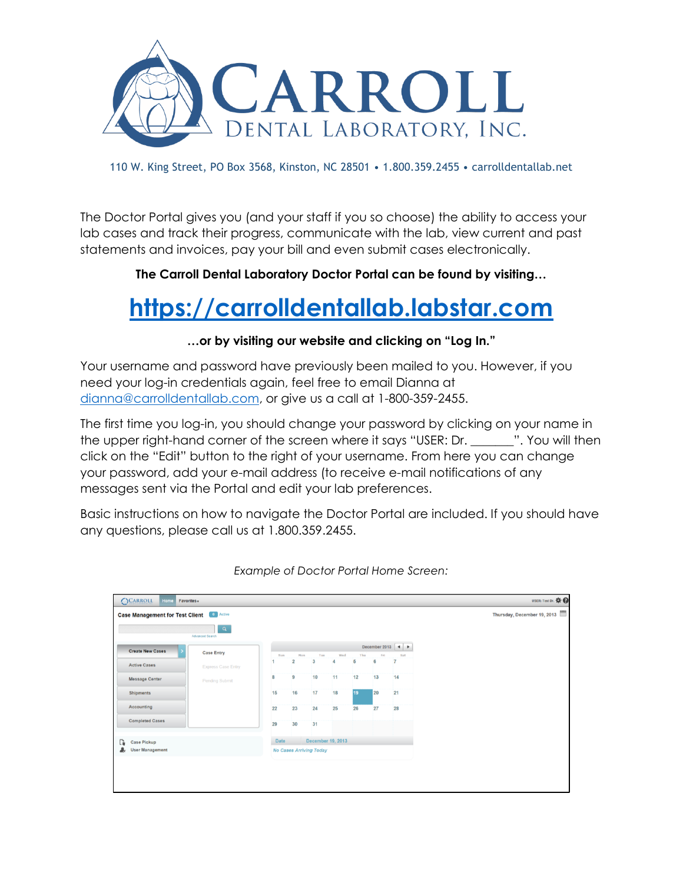# CARROLL DENTAL LABORATORY, INC.

110 W. King Street, PO Box 3568, Kinston, NC 28501 • 1.800.359.2455 • carrolldentallab.net

The Doctor Portal gives you (and your staff if you so choose) the ability to access your lab cases and track their progress, communicate with the lab, view current and past statements and invoices, pay your bill and even submit cases electronically.

**The Carroll Dental Laboratory Doctor Portal can be found by visiting…**

## [https://carrolldentallab.labstar.com](https://carrolldentallab.labstar.com)

**…or by visiting our website and clicking on "Log In."**

Your username and password have previously been mailed to you. However, if you need your log-in credentials again, feel free to email Dianna at [dianna@carrolldentallab.com](mailto:dianna@carrolldentallab.com), or give us a call at 1-800-359-2455.

The first time you log-in, you should change your password by clicking on your name in the upper right-hand corner of the screen where it says "USER: Dr. _______". You will then click on the "Edit" button to the right of your username. From here you can change your password, add your e-mail address (to receive e-mail notifications of any messages sent via the Portal and edit your lab preferences.

Basic instructions on how to navigate the Doctor Portal are included. If you should have any questions, please call us at 1.800.359.2455.

*Example of Doctor Portal Home Screen:*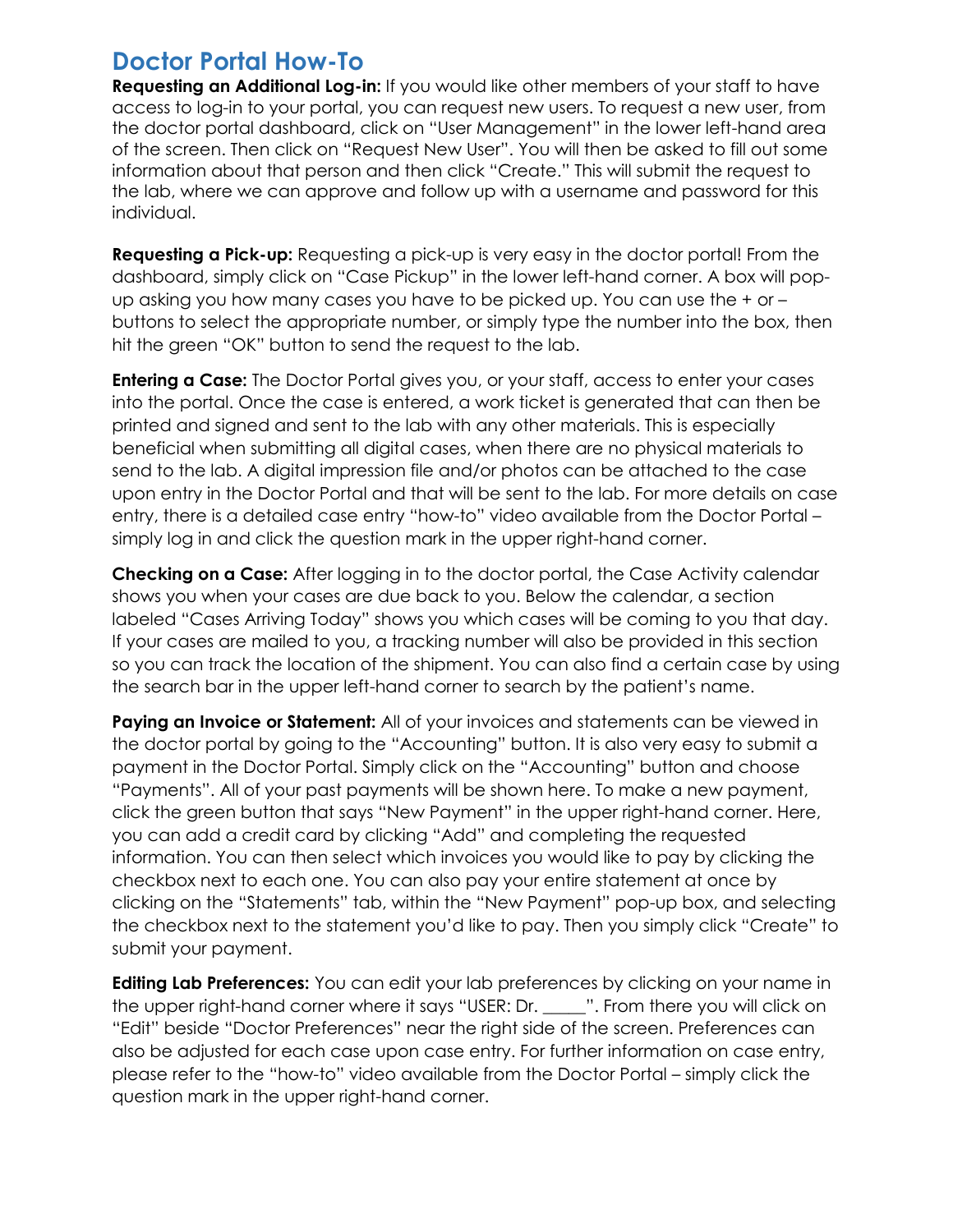## Doctor Portal How-To

**Requesting an Additional Log-in:** If you would like other members of your staff to have access to log-in to your portal, you can request new users. To request a new user, from the doctor portal dashboard, click on "User Management" in the lower left-hand area of the screen. Then click on "Request New User". You will then be asked to fill out some information about that person and then click "Create." This will submit the request to the lab, where we can approve and follow up with a username and password for this individual.

**Requesting a Pick-up:** Requesting a pick-up is very easy in the doctor portal! From the dashboard, simply click on "Case Pickup" in the lower left-hand corner. A box will pop-up asking you how many cases you have to be picked up. You can use the + or – buttons to select the appropriate number, or simply type the number into the box, then hit the green "OK" button to send the request to the lab.

**Entering a Case:** The Doctor Portal gives you, or your staff, access to enter your cases into the portal. Once the case is entered, a work ticket is generated that can then be printed and signed and sent to the lab with any other materials. This is especially beneficial when submitting all digital cases, when there are no physical materials to send to the lab. A digital impression file and/or photos can be attached to the case upon entry in the Doctor Portal and that will be sent to the lab. For more details on case entry, there is a detailed case entry "how-to" video available from the Doctor Portal – simply log in and click the question mark in the upper right-hand corner.

**Checking on a Case:** After logging in to the doctor portal, the Case Activity calendar shows you when your cases are due back to you. Below the calendar, a section labeled "Cases Arriving Today" shows you which cases will be coming to you that day. If your cases are mailed to you, a tracking number will also be provided in this section so you can track the location of the shipment. You can also find a certain case by using the search bar in the upper left-hand corner to search by the patient's name.

**Paying an Invoice or Statement:** All of your invoices and statements can be viewed in the doctor portal by going to the "Accounting" button. It is also very easy to submit a payment in the Doctor Portal. Simply click on the "Accounting" button and choose "Payments". All of your past payments will be shown here. To make a new payment, click the green button that says "New Payment" in the upper right-hand corner. Here, you can add a credit card by clicking "Add" and completing the requested information. You can then select which invoices you would like to pay by clicking the checkbox next to each one. You can also pay your entire statement at once by clicking on the "Statements" tab, within the "New Payment" pop-up box, and selecting the checkbox next to the statement you'd like to pay. Then you simply click "Create" to submit your payment.

**Editing Lab Preferences:** You can edit your lab preferences by clicking on your name in the upper right-hand corner where it says "USER: Dr. _____". From there you will click on "Edit" beside "Doctor Preferences" near the right side of the screen. Preferences can also be adjusted for each case upon case entry. For further information on case entry, please refer to the "how-to" video available from the Doctor Portal – simply click the question mark in the upper right-hand corner.